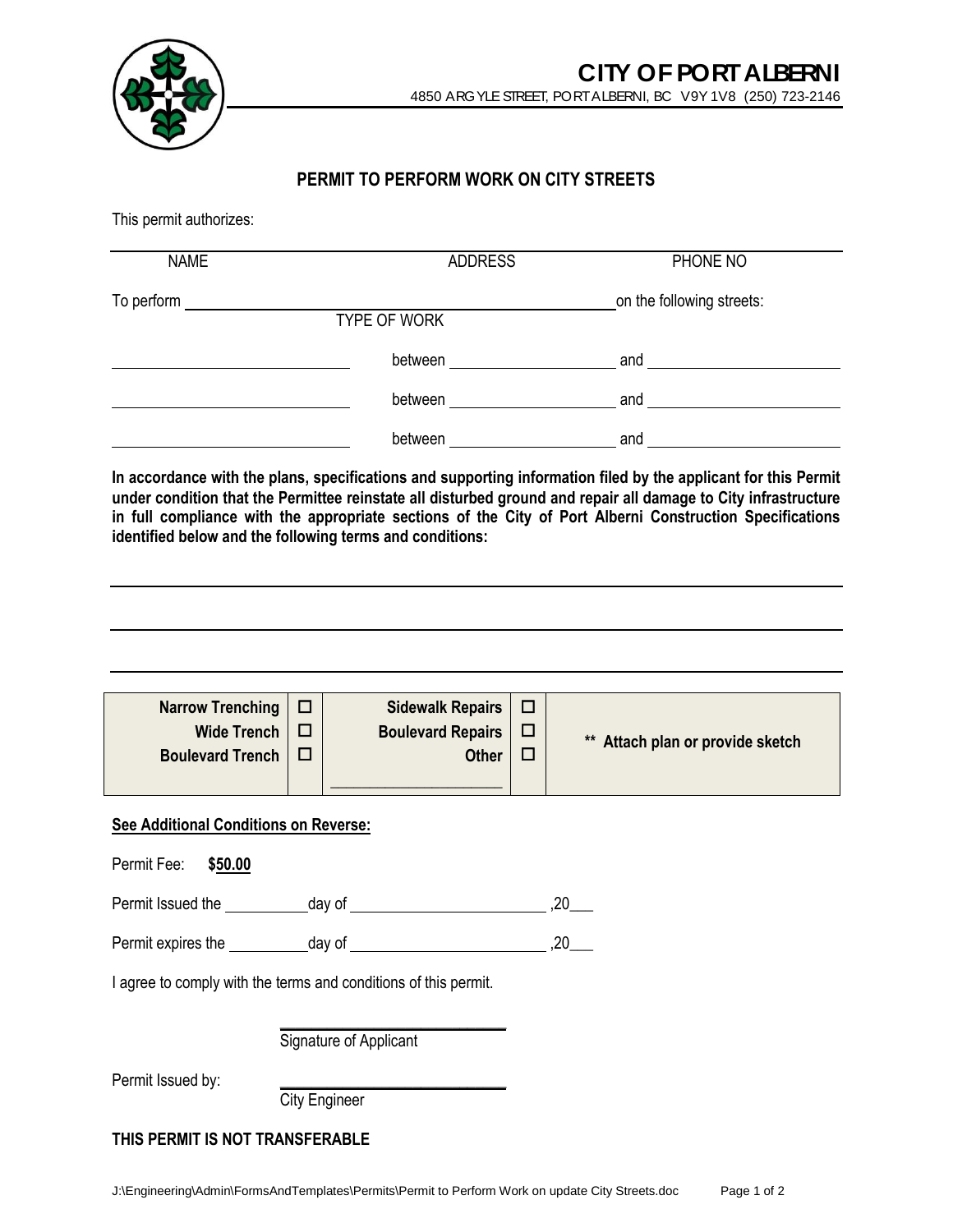# CITY OF PORT ALBERNI

4850 ARGYLE STREET, PORT ALBERNI, BC V9Y 1V8 (250) 723-2146

## PERMIT TO PERFORM WORK ON CITY STREETS

This permit authorizes:

| NAME | ADDRESS | PHONE NO |
|---|---|---|

To perform ______________________________ on the following streets:
TYPE OF WORK

______________________ between ____________________ and ____________________

______________________ between ____________________ and ____________________

______________________ between ____________________ and ____________________

**In accordance with the plans, specifications and supporting information filed by the applicant for this Permit under condition that the Permittee reinstate all disturbed ground and repair all damage to City infrastructure in full compliance with the appropriate sections of the City of Port Alberni Construction Specifications identified below and the following terms and conditions:**

______________________________________________________________________

______________________________________________________________________

______________________________________________________________________

| | | | | |
|---|---|---|---|---|
| **Narrow Trenching** | ☐ | **Sidewalk Repairs** | ☐ | |
| **Wide Trench** | ☐ | **Boulevard Repairs** | ☐ | **\*\* Attach plan or provide sketch** |
| **Boulevard Trench** | ☐ | **Other** | ☐ | |
| | | ____________________ | | |

**See Additional Conditions on Reverse:**

Permit Fee: **$50.00**

Permit Issued the ________ day of ____________________ ,20___

Permit expires the ________ day of ____________________ ,20___

I agree to comply with the terms and conditions of this permit.

______________________
Signature of Applicant

Permit Issued by: ______________________
City Engineer

**THIS PERMIT IS NOT TRANSFERABLE**

J:\Engineering\Admin\FormsAndTemplates\Permits\Permit to Perform Work on update City Streets.doc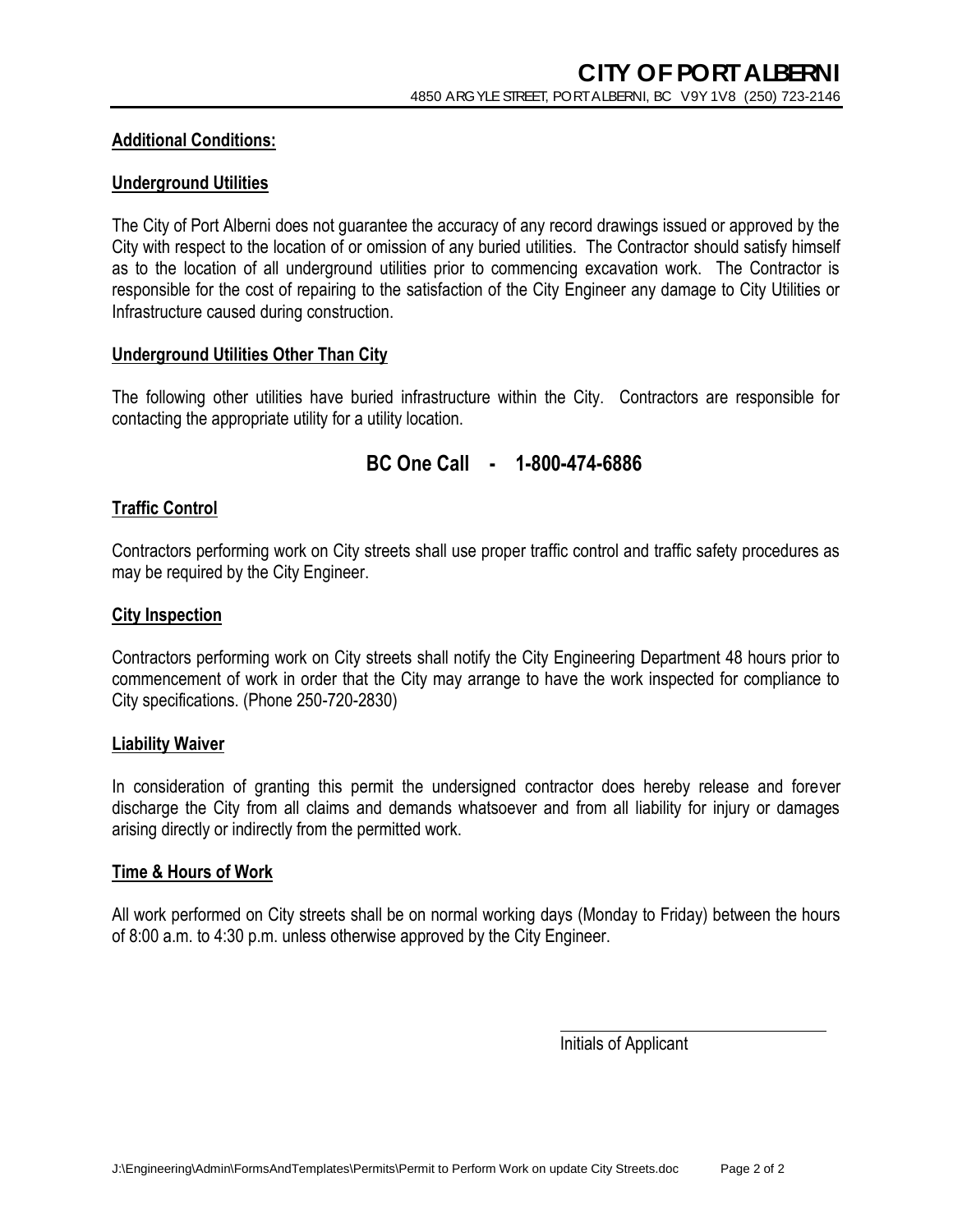# CITY OF PORT ALBERNI

4850 ARGYLE STREET, PORT ALBERNI, BC V9Y 1V8 (250) 723-2146

## Additional Conditions:

### Underground Utilities

The City of Port Alberni does not guarantee the accuracy of any record drawings issued or approved by the City with respect to the location of or omission of any buried utilities. The Contractor should satisfy himself as to the location of all underground utilities prior to commencing excavation work. The Contractor is responsible for the cost of repairing to the satisfaction of the City Engineer any damage to City Utilities or Infrastructure caused during construction.

### Underground Utilities Other Than City

The following other utilities have buried infrastructure within the City. Contractors are responsible for contacting the appropriate utility for a utility location.

**BC One Call - 1-800-474-6886**

### Traffic Control

Contractors performing work on City streets shall use proper traffic control and traffic safety procedures as may be required by the City Engineer.

### City Inspection

Contractors performing work on City streets shall notify the City Engineering Department 48 hours prior to commencement of work in order that the City may arrange to have the work inspected for compliance to City specifications. (Phone 250-720-2830)

### Liability Waiver

In consideration of granting this permit the undersigned contractor does hereby release and forever discharge the City from all claims and demands whatsoever and from all liability for injury or damages arising directly or indirectly from the permitted work.

### Time & Hours of Work

All work performed on City streets shall be on normal working days (Monday to Friday) between the hours of 8:00 a.m. to 4:30 p.m. unless otherwise approved by the City Engineer.

\_\_\_\_\_\_\_\_\_\_\_\_\_\_\_\_\_\_\_\_\_\_\_\_\_\_\_\_

Initials of Applicant

J:\Engineering\Admin\FormsAndTemplates\Permits\Permit to Perform Work on update City Streets.doc